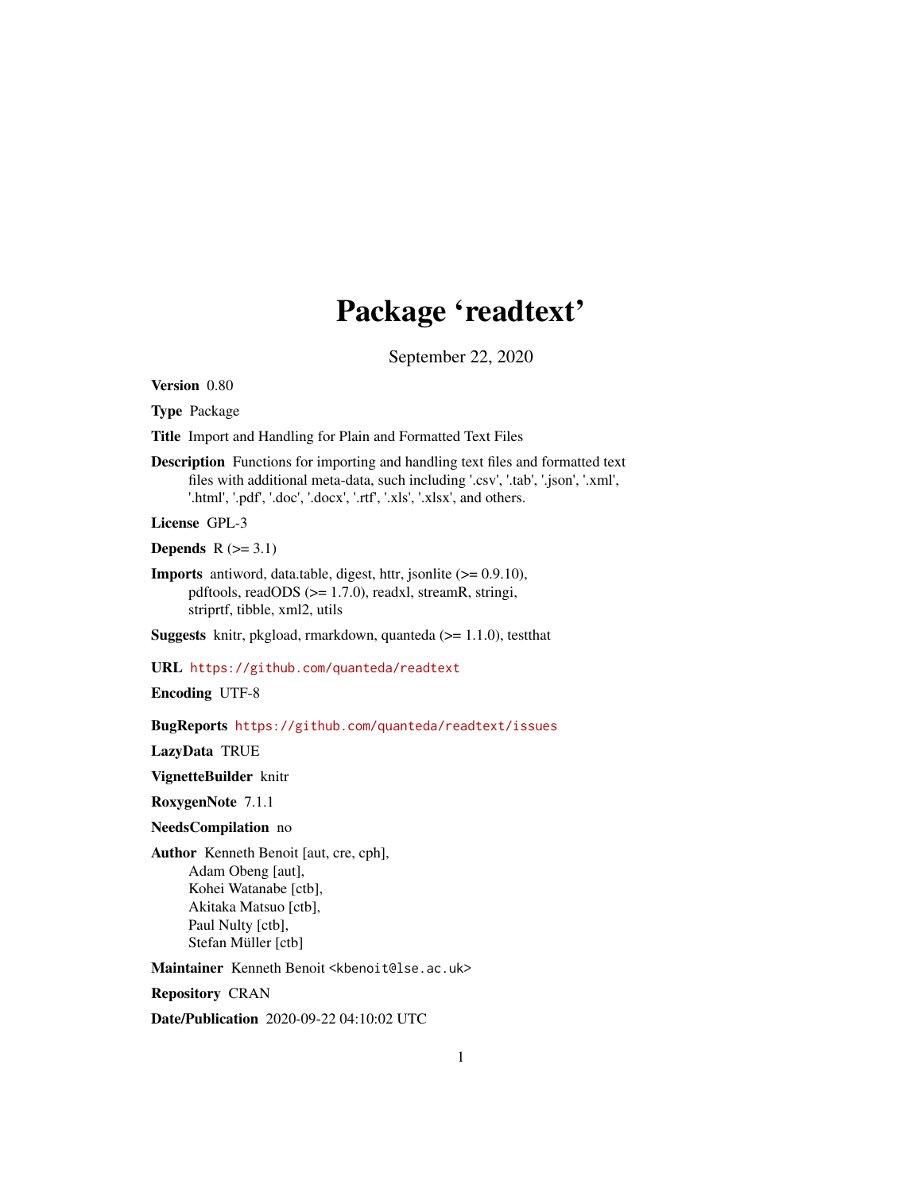# Package 'readtext'

September 22, 2020

**Version** 0.80

**Type** Package

**Title** Import and Handling for Plain and Formatted Text Files

**Description** Functions for importing and handling text files and formatted text files with additional meta-data, such including '.csv', '.tab', '.json', '.xml', '.html', '.pdf', '.doc', '.docx', '.rtf', '.xls', '.xlsx', and others.

**License** GPL-3

**Depends** R (>= 3.1)

**Imports** antiword, data.table, digest, httr, jsonlite (>= 0.9.10), pdftools, readODS (>= 1.7.0), readxl, streamR, stringi, striprtf, tibble, xml2, utils

**Suggests** knitr, pkgload, rmarkdown, quanteda (>= 1.1.0), testthat

**URL** https://github.com/quanteda/readtext

**Encoding** UTF-8

**BugReports** https://github.com/quanteda/readtext/issues

**LazyData** TRUE

**VignetteBuilder** knitr

**RoxygenNote** 7.1.1

**NeedsCompilation** no

**Author** Kenneth Benoit [aut, cre, cph],
Adam Obeng [aut],
Kohei Watanabe [ctb],
Akitaka Matsuo [ctb],
Paul Nulty [ctb],
Stefan Müller [ctb]

**Maintainer** Kenneth Benoit <kbenoit@lse.ac.uk>

**Repository** CRAN

**Date/Publication** 2020-09-22 04:10:02 UTC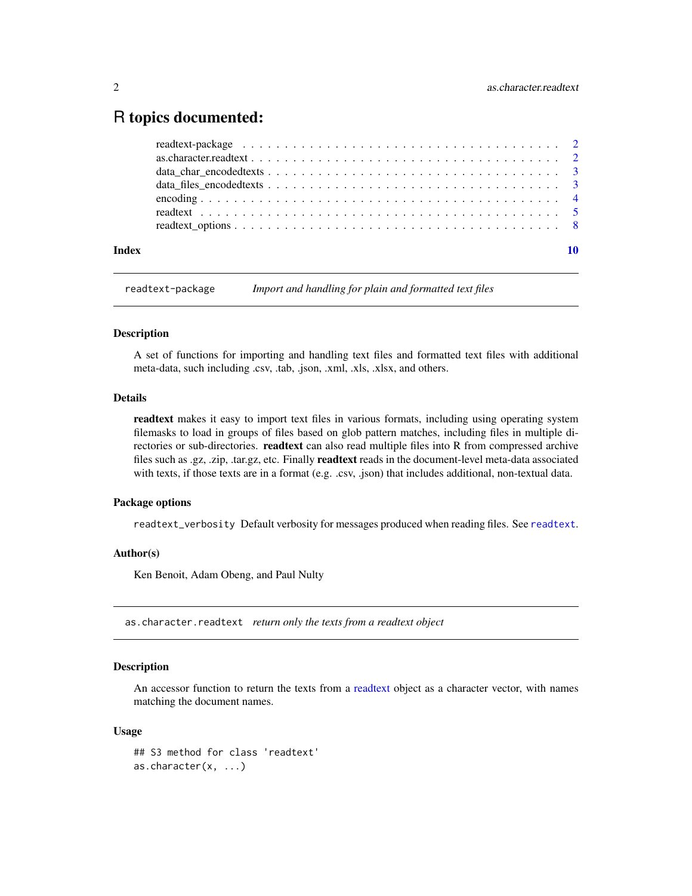# R topics documented:

readtext-package . . . . . . . . . . . . . . . . . . . . . . . . . . . . . . . . . . . . . . . 2
as.character.readtext . . . . . . . . . . . . . . . . . . . . . . . . . . . . . . . . . . . . . 2
data_char_encodedtexts . . . . . . . . . . . . . . . . . . . . . . . . . . . . . . . . . . . 3
data_files_encodedtexts . . . . . . . . . . . . . . . . . . . . . . . . . . . . . . . . . . . 3
encoding . . . . . . . . . . . . . . . . . . . . . . . . . . . . . . . . . . . . . . . . . . . . 4
readtext . . . . . . . . . . . . . . . . . . . . . . . . . . . . . . . . . . . . . . . . . . . . 5
readtext_options . . . . . . . . . . . . . . . . . . . . . . . . . . . . . . . . . . . . . . . 8

**Index** **10**

---

## readtext-package — *Import and handling for plain and formatted text files*

### Description

A set of functions for importing and handling text files and formatted text files with additional meta-data, such including .csv, .tab, .json, .xml, .xls, .xlsx, and others.

### Details

**readtext** makes it easy to import text files in various formats, including using operating system filemasks to load in groups of files based on glob pattern matches, including files in multiple directories or sub-directories. **readtext** can also read multiple files into R from compressed archive files such as .gz, .zip, .tar.gz, etc. Finally **readtext** reads in the document-level meta-data associated with texts, if those texts are in a format (e.g. .csv, .json) that includes additional, non-textual data.

### Package options

`readtext_verbosity` Default verbosity for messages produced when reading files. See `readtext`.

### Author(s)

Ken Benoit, Adam Obeng, and Paul Nulty

---

## as.character.readtext — *return only the texts from a readtext object*

### Description

An accessor function to return the texts from a readtext object as a character vector, with names matching the document names.

### Usage

```
## S3 method for class 'readtext'
as.character(x, ...)
```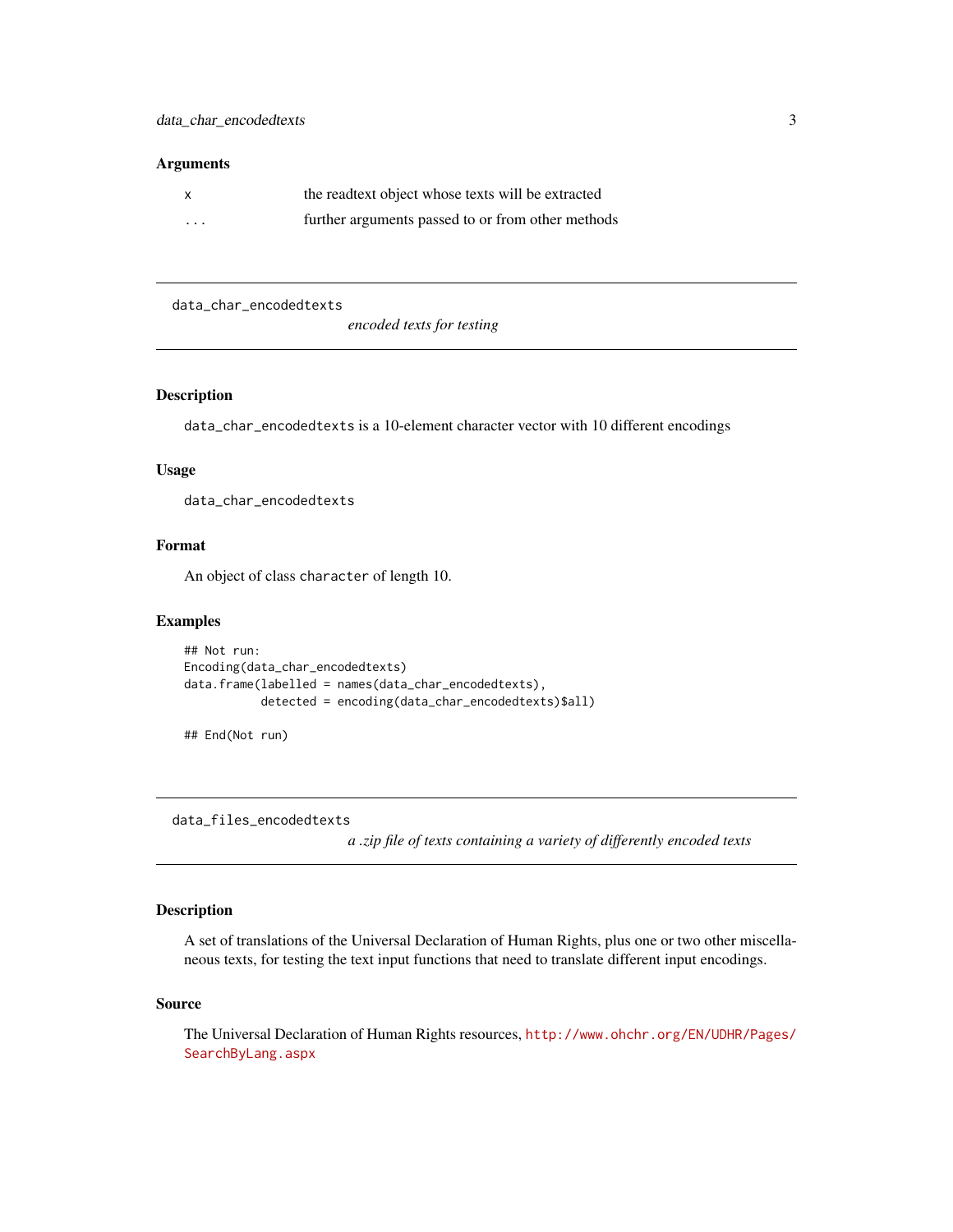### Arguments

| | |
|---|---|
| `x` | the readtext object whose texts will be extracted |
| `...` | further arguments passed to or from other methods |

---

## data_char_encodedtexts

*encoded texts for testing*

### Description

`data_char_encodedtexts` is a 10-element character vector with 10 different encodings

### Usage

```
data_char_encodedtexts
```

### Format

An object of class `character` of length 10.

### Examples

```
## Not run:
Encoding(data_char_encodedtexts)
data.frame(labelled = names(data_char_encodedtexts),
           detected = encoding(data_char_encodedtexts)$all)

## End(Not run)
```

---

## data_files_encodedtexts

*a .zip file of texts containing a variety of differently encoded texts*

### Description

A set of translations of the Universal Declaration of Human Rights, plus one or two other miscellaneous texts, for testing the text input functions that need to translate different input encodings.

### Source

The Universal Declaration of Human Rights resources, http://www.ohchr.org/EN/UDHR/Pages/SearchByLang.aspx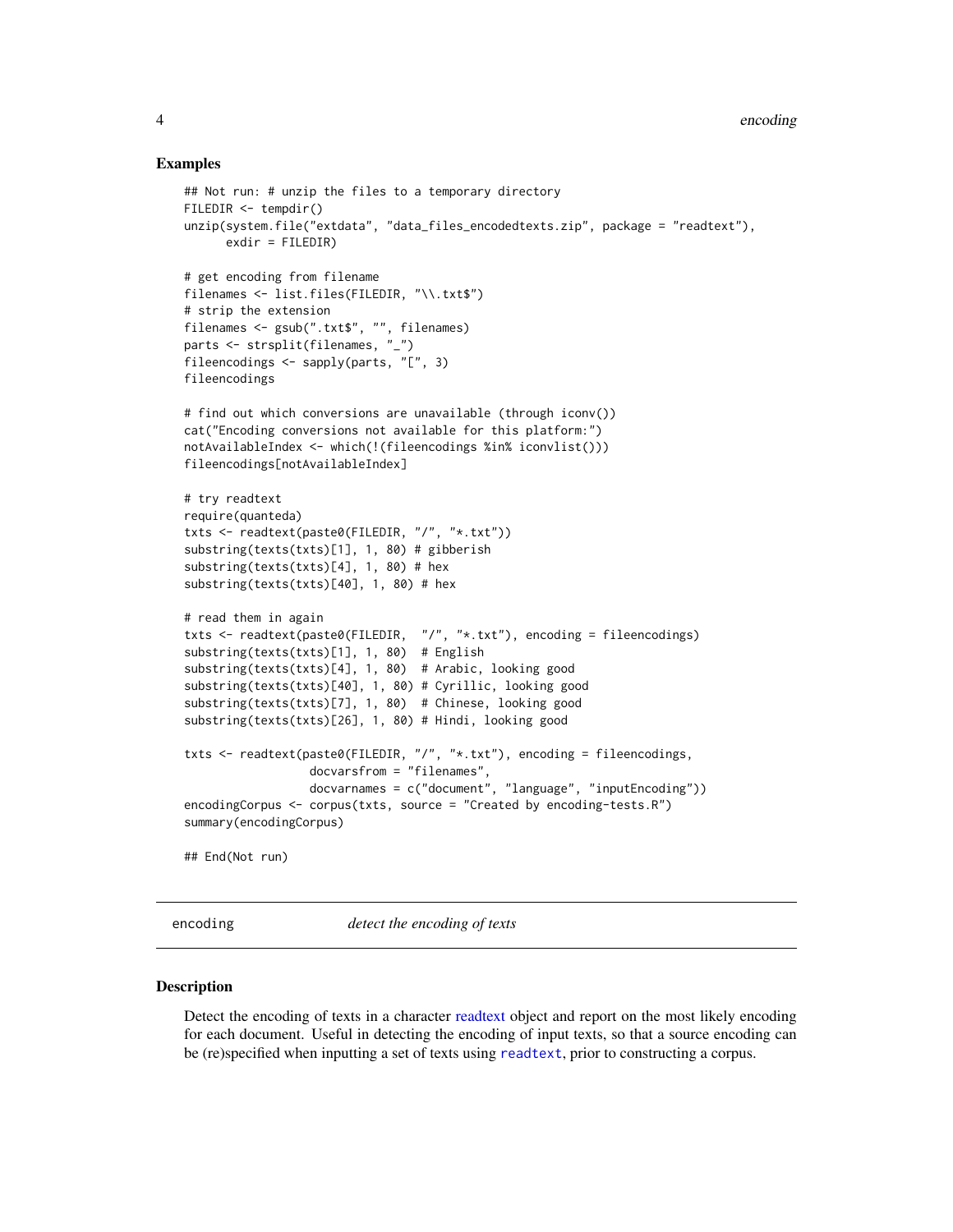### Examples

```
## Not run: # unzip the files to a temporary directory
FILEDIR <- tempdir()
unzip(system.file("extdata", "data_files_encodedtexts.zip", package = "readtext"),
      exdir = FILEDIR)

# get encoding from filename
filenames <- list.files(FILEDIR, "\\.txt$")
# strip the extension
filenames <- gsub(".txt$", "", filenames)
parts <- strsplit(filenames, "_")
fileencodings <- sapply(parts, "[", 3)
fileencodings

# find out which conversions are unavailable (through iconv())
cat("Encoding conversions not available for this platform:")
notAvailableIndex <- which(!(fileencodings %in% iconvlist()))
fileencodings[notAvailableIndex]

# try readtext
require(quanteda)
txts <- readtext(paste0(FILEDIR, "/", "*.txt"))
substring(texts(txts)[1], 1, 80) # gibberish
substring(texts(txts)[4], 1, 80) # hex
substring(texts(txts)[40], 1, 80) # hex

# read them in again
txts <- readtext(paste0(FILEDIR,  "/", "*.txt"), encoding = fileencodings)
substring(texts(txts)[1], 1, 80)  # English
substring(texts(txts)[4], 1, 80)  # Arabic, looking good
substring(texts(txts)[40], 1, 80) # Cyrillic, looking good
substring(texts(txts)[7], 1, 80)  # Chinese, looking good
substring(texts(txts)[26], 1, 80) # Hindi, looking good

txts <- readtext(paste0(FILEDIR, "/", "*.txt"), encoding = fileencodings,
                 docvarsfrom = "filenames",
                 docvarnames = c("document", "language", "inputEncoding"))
encodingCorpus <- corpus(txts, source = "Created by encoding-tests.R")
summary(encodingCorpus)

## End(Not run)
```

---

## encoding — *detect the encoding of texts*

---

### Description

Detect the encoding of texts in a character readtext object and report on the most likely encoding for each document. Useful in detecting the encoding of input texts, so that a source encoding can be (re)specified when inputting a set of texts using `readtext`, prior to constructing a corpus.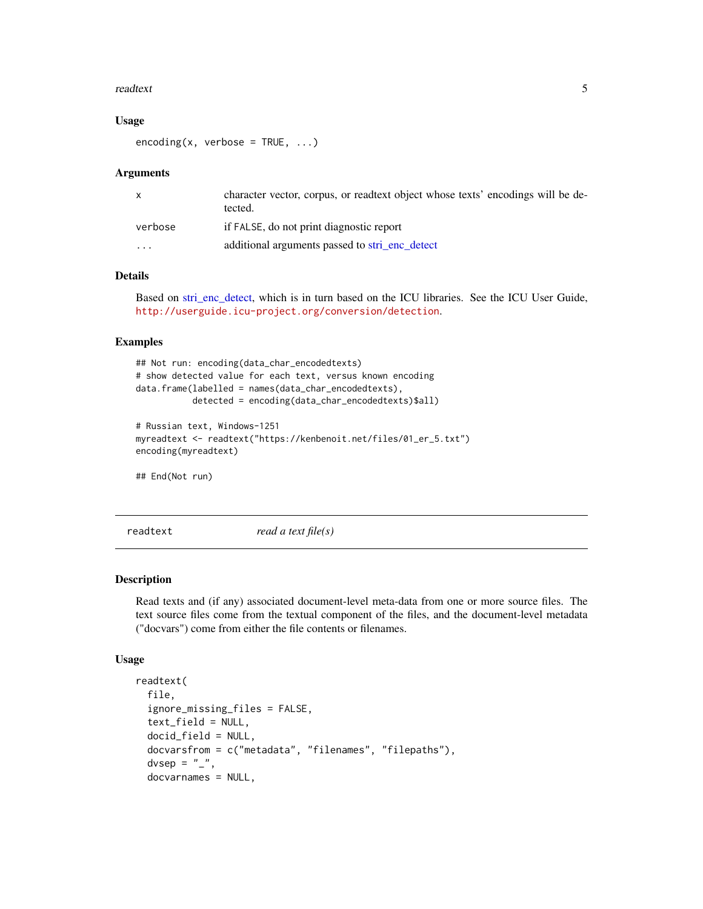### Usage

```
encoding(x, verbose = TRUE, ...)
```

### Arguments

| | |
|---|---|
| x | character vector, corpus, or readtext object whose texts' encodings will be detected. |
| verbose | if FALSE, do not print diagnostic report |
| ... | additional arguments passed to stri_enc_detect |

### Details

Based on stri_enc_detect, which is in turn based on the ICU libraries. See the ICU User Guide, http://userguide.icu-project.org/conversion/detection.

### Examples

```
## Not run: encoding(data_char_encodedtexts)
# show detected value for each text, versus known encoding
data.frame(labelled = names(data_char_encodedtexts),
           detected = encoding(data_char_encodedtexts)$all)

# Russian text, Windows-1251
myreadtext <- readtext("https://kenbenoit.net/files/01_er_5.txt")
encoding(myreadtext)

## End(Not run)
```

---

## readtext — *read a text file(s)*

### Description

Read texts and (if any) associated document-level meta-data from one or more source files. The text source files come from the textual component of the files, and the document-level metadata ("docvars") come from either the file contents or filenames.

### Usage

```
readtext(
  file,
  ignore_missing_files = FALSE,
  text_field = NULL,
  docid_field = NULL,
  docvarsfrom = c("metadata", "filenames", "filepaths"),
  dvsep = "_",
  docvarnames = NULL,
```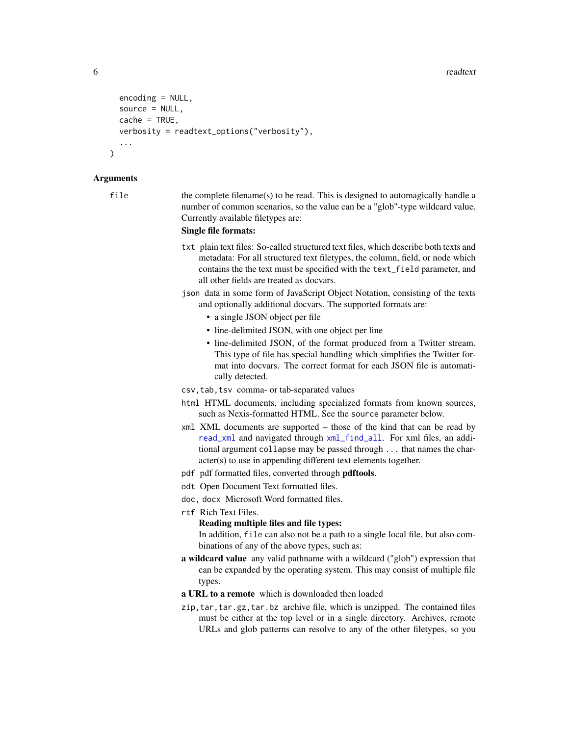```
  encoding = NULL,
  source = NULL,
  cache = TRUE,
  verbosity = readtext_options("verbosity"),
  ...
)
```

### Arguments

`file` the complete filename(s) to be read. This is designed to automagically handle a number of common scenarios, so the value can be a "glob"-type wildcard value. Currently available filetypes are:

**Single file formats:**

- `txt` plain text files: So-called structured text files, which describe both texts and metadata: For all structured text filetypes, the column, field, or node which contains the the text must be specified with the `text_field` parameter, and all other fields are treated as docvars.
- `json` data in some form of JavaScript Object Notation, consisting of the texts and optionally additional docvars. The supported formats are:
  - a single JSON object per file
  - line-delimited JSON, with one object per line
  - line-delimited JSON, of the format produced from a Twitter stream. This type of file has special handling which simplifies the Twitter format into docvars. The correct format for each JSON file is automatically detected.
- `csv,tab,tsv` comma- or tab-separated values
- `html` HTML documents, including specialized formats from known sources, such as Nexis-formatted HTML. See the `source` parameter below.
- `xml` XML documents are supported – those of the kind that can be read by `read_xml` and navigated through `xml_find_all`. For xml files, an additional argument `collapse` may be passed through `...` that names the character(s) to use in appending different text elements together.
- `pdf` pdf formatted files, converted through **pdftools**.
- `odt` Open Document Text formatted files.
- `doc, docx` Microsoft Word formatted files.
- `rtf` Rich Text Files.

  **Reading multiple files and file types:**

  In addition, `file` can also not be a path to a single local file, but also combinations of any of the above types, such as:
- **a wildcard value** any valid pathname with a wildcard ("glob") expression that can be expanded by the operating system. This may consist of multiple file types.
- **a URL to a remote** which is downloaded then loaded
- `zip,tar,tar.gz,tar.bz` archive file, which is unzipped. The contained files must be either at the top level or in a single directory. Archives, remote URLs and glob patterns can resolve to any of the other filetypes, so you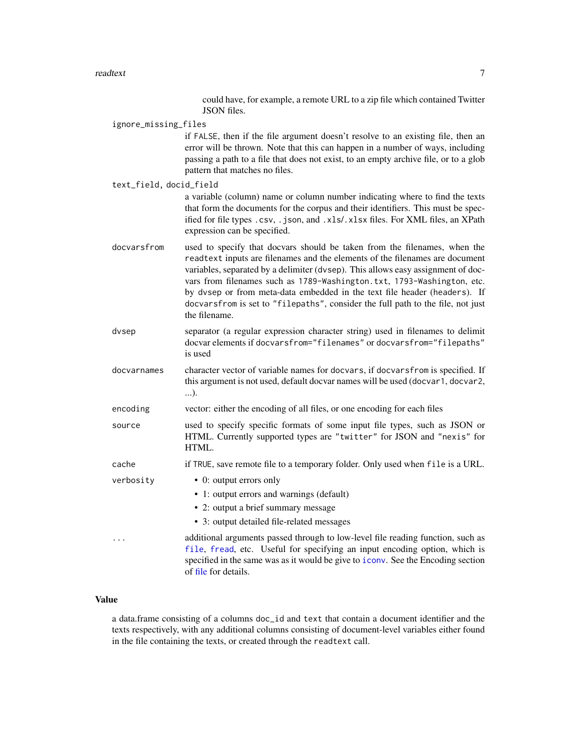could have, for example, a remote URL to a zip file which contained Twitter JSON files.

`ignore_missing_files`
: if `FALSE`, then if the file argument doesn't resolve to an existing file, then an error will be thrown. Note that this can happen in a number of ways, including passing a path to a file that does not exist, to an empty archive file, or to a glob pattern that matches no files.

`text_field, docid_field`
: a variable (column) name or column number indicating where to find the texts that form the documents for the corpus and their identifiers. This must be specified for file types `.csv`, `.json`, and `.xls`/`.xlsx` files. For XML files, an XPath expression can be specified.

`docvarsfrom`
: used to specify that docvars should be taken from the filenames, when the `readtext` inputs are filenames and the elements of the filenames are document variables, separated by a delimiter (`dvsep`). This allows easy assignment of docvars from filenames such as `1789-Washington.txt`, `1793-Washington`, etc. by `dvsep` or from meta-data embedded in the text file header (`headers`). If `docvarsfrom` is set to `"filepaths"`, consider the full path to the file, not just the filename.

`dvsep`
: separator (a regular expression character string) used in filenames to delimit docvar elements if `docvarsfrom="filenames"` or `docvarsfrom="filepaths"` is used

`docvarnames`
: character vector of variable names for `docvars`, if `docvarsfrom` is specified. If this argument is not used, default docvar names will be used (`docvar1`, `docvar2`, ...).

`encoding`
: vector: either the encoding of all files, or one encoding for each files

`source`
: used to specify specific formats of some input file types, such as JSON or HTML. Currently supported types are `"twitter"` for JSON and `"nexis"` for HTML.

`cache`
: if `TRUE`, save remote file to a temporary folder. Only used when `file` is a URL.

`verbosity`
: 
  - 0: output errors only
  - 1: output errors and warnings (default)
  - 2: output a brief summary message
  - 3: output detailed file-related messages

`...`
: additional arguments passed through to low-level file reading function, such as `file`, `fread`, etc. Useful for specifying an input encoding option, which is specified in the same was as it would be give to `iconv`. See the Encoding section of file for details.

### Value

a data.frame consisting of a columns `doc_id` and `text` that contain a document identifier and the texts respectively, with any additional columns consisting of document-level variables either found in the file containing the texts, or created through the `readtext` call.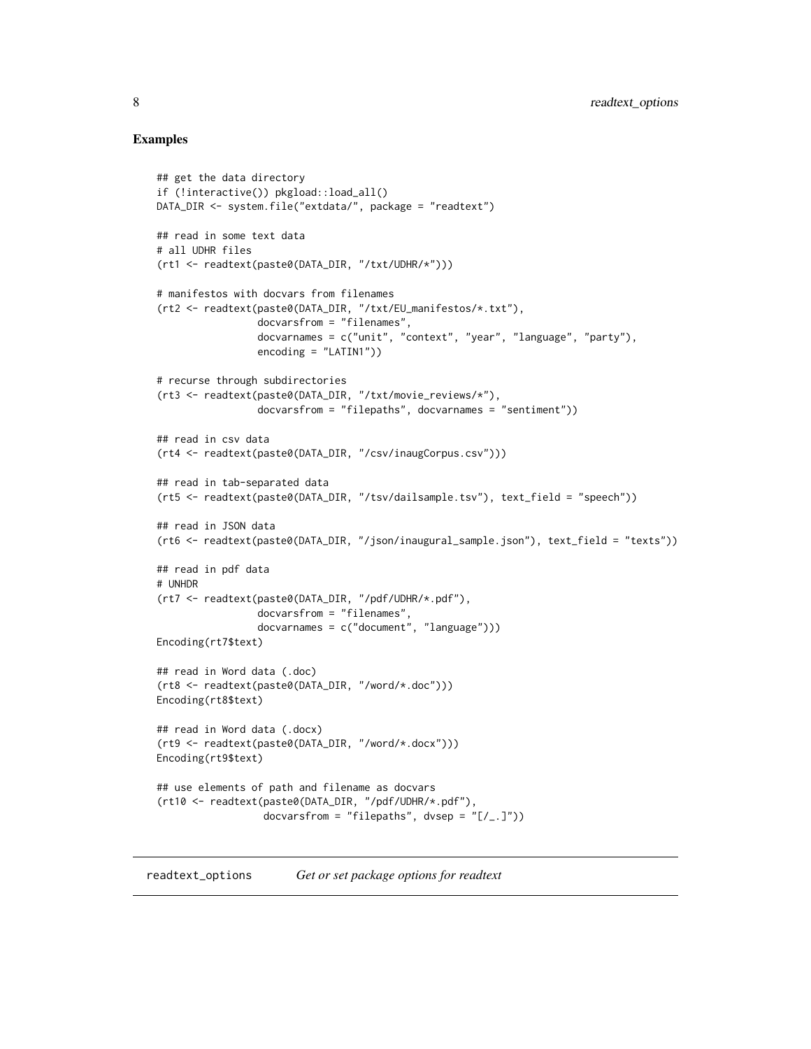## Examples

```
## get the data directory
if (!interactive()) pkgload::load_all()
DATA_DIR <- system.file("extdata/", package = "readtext")

## read in some text data
# all UDHR files
(rt1 <- readtext(paste0(DATA_DIR, "/txt/UDHR/*")))

# manifestos with docvars from filenames
(rt2 <- readtext(paste0(DATA_DIR, "/txt/EU_manifestos/*.txt"),
                 docvarsfrom = "filenames",
                 docvarnames = c("unit", "context", "year", "language", "party"),
                 encoding = "LATIN1"))

# recurse through subdirectories
(rt3 <- readtext(paste0(DATA_DIR, "/txt/movie_reviews/*"),
                 docvarsfrom = "filepaths", docvarnames = "sentiment"))

## read in csv data
(rt4 <- readtext(paste0(DATA_DIR, "/csv/inaugCorpus.csv")))

## read in tab-separated data
(rt5 <- readtext(paste0(DATA_DIR, "/tsv/dailsample.tsv"), text_field = "speech"))

## read in JSON data
(rt6 <- readtext(paste0(DATA_DIR, "/json/inaugural_sample.json"), text_field = "texts"))

## read in pdf data
# UNHDR
(rt7 <- readtext(paste0(DATA_DIR, "/pdf/UDHR/*.pdf"),
                 docvarsfrom = "filenames",
                 docvarnames = c("document", "language")))
Encoding(rt7$text)

## read in Word data (.doc)
(rt8 <- readtext(paste0(DATA_DIR, "/word/*.doc")))
Encoding(rt8$text)

## read in Word data (.docx)
(rt9 <- readtext(paste0(DATA_DIR, "/word/*.docx")))
Encoding(rt9$text)

## use elements of path and filename as docvars
(rt10 <- readtext(paste0(DATA_DIR, "/pdf/UDHR/*.pdf"),
                  docvarsfrom = "filepaths", dvsep = "[/_.]"))
```

---

readtext_options &emsp; *Get or set package options for readtext*

---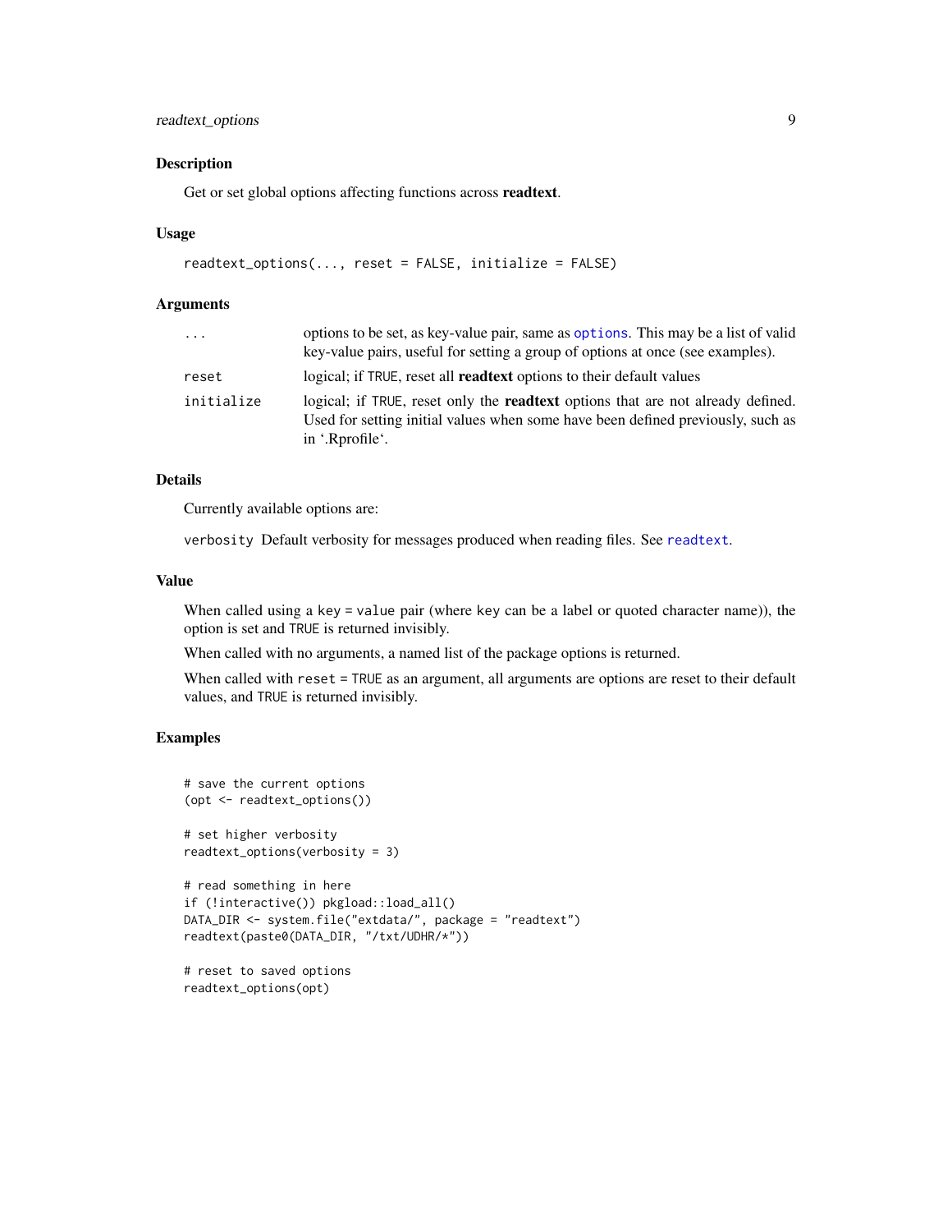## Description

Get or set global options affecting functions across **readtext**.

## Usage

```
readtext_options(..., reset = FALSE, initialize = FALSE)
```

## Arguments

| | |
|---|---|
| `...` | options to be set, as key-value pair, same as `options`. This may be a list of valid key-value pairs, useful for setting a group of options at once (see examples). |
| `reset` | logical; if `TRUE`, reset all **readtext** options to their default values |
| `initialize` | logical; if `TRUE`, reset only the **readtext** options that are not already defined. Used for setting initial values when some have been defined previously, such as in '.Rprofile'. |

## Details

Currently available options are:

`verbosity` Default verbosity for messages produced when reading files. See `readtext`.

## Value

When called using a `key = value` pair (where `key` can be a label or quoted character name)), the option is set and `TRUE` is returned invisibly.

When called with no arguments, a named list of the package options is returned.

When called with `reset = TRUE` as an argument, all arguments are options are reset to their default values, and `TRUE` is returned invisibly.

## Examples

```
# save the current options
(opt <- readtext_options())

# set higher verbosity
readtext_options(verbosity = 3)

# read something in here
if (!interactive()) pkgload::load_all()
DATA_DIR <- system.file("extdata/", package = "readtext")
readtext(paste0(DATA_DIR, "/txt/UDHR/*"))

# reset to saved options
readtext_options(opt)
```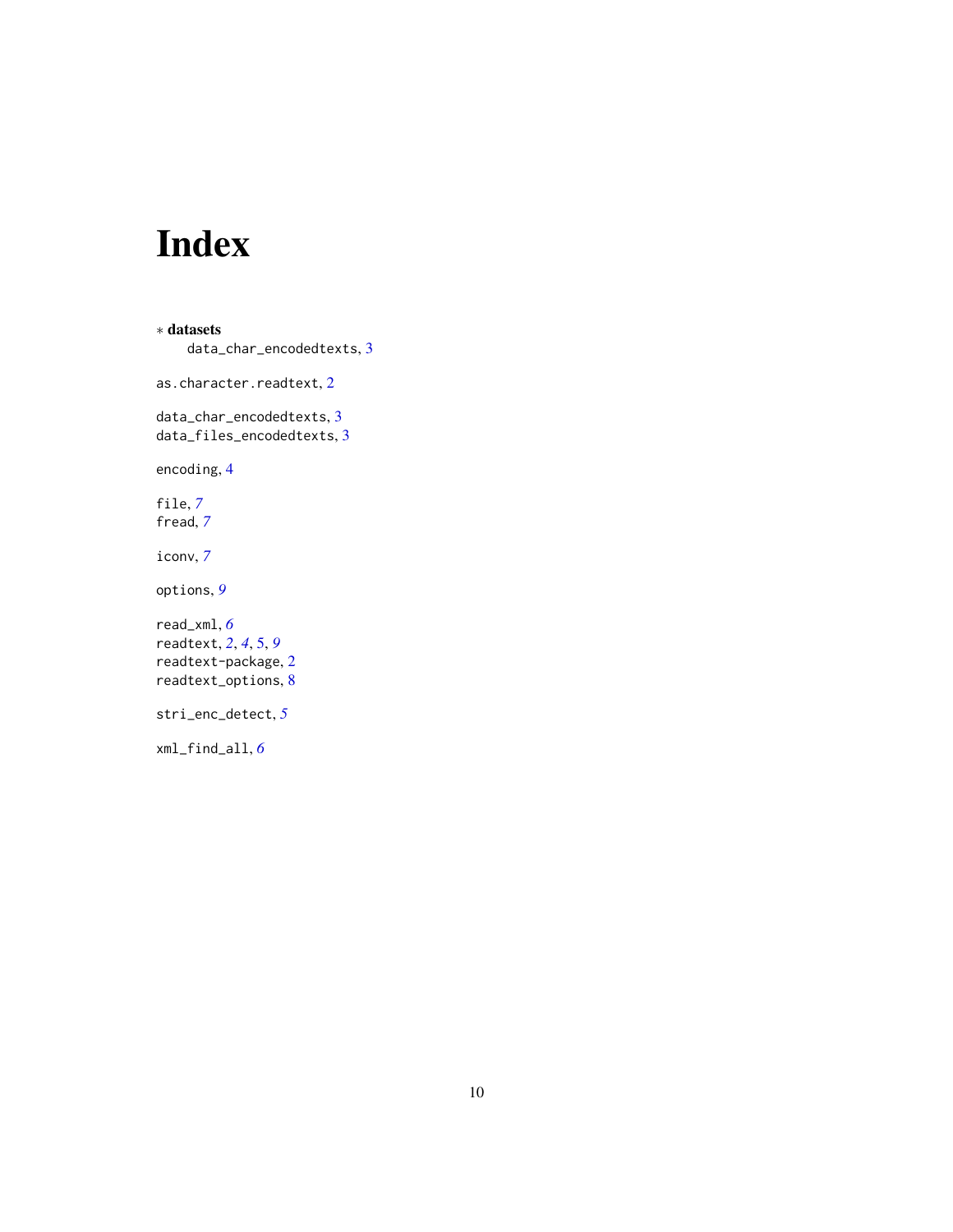# Index

∗ **datasets**

data_char_encodedtexts, 3

as.character.readtext, 2

data_char_encodedtexts, 3
data_files_encodedtexts, 3

encoding, 4

file, *7*
fread, *7*

iconv, *7*

options, *9*

read_xml, *6*
readtext, *2*, *4*, 5, *9*
readtext-package, 2
readtext_options, 8

stri_enc_detect, *5*

xml_find_all, *6*